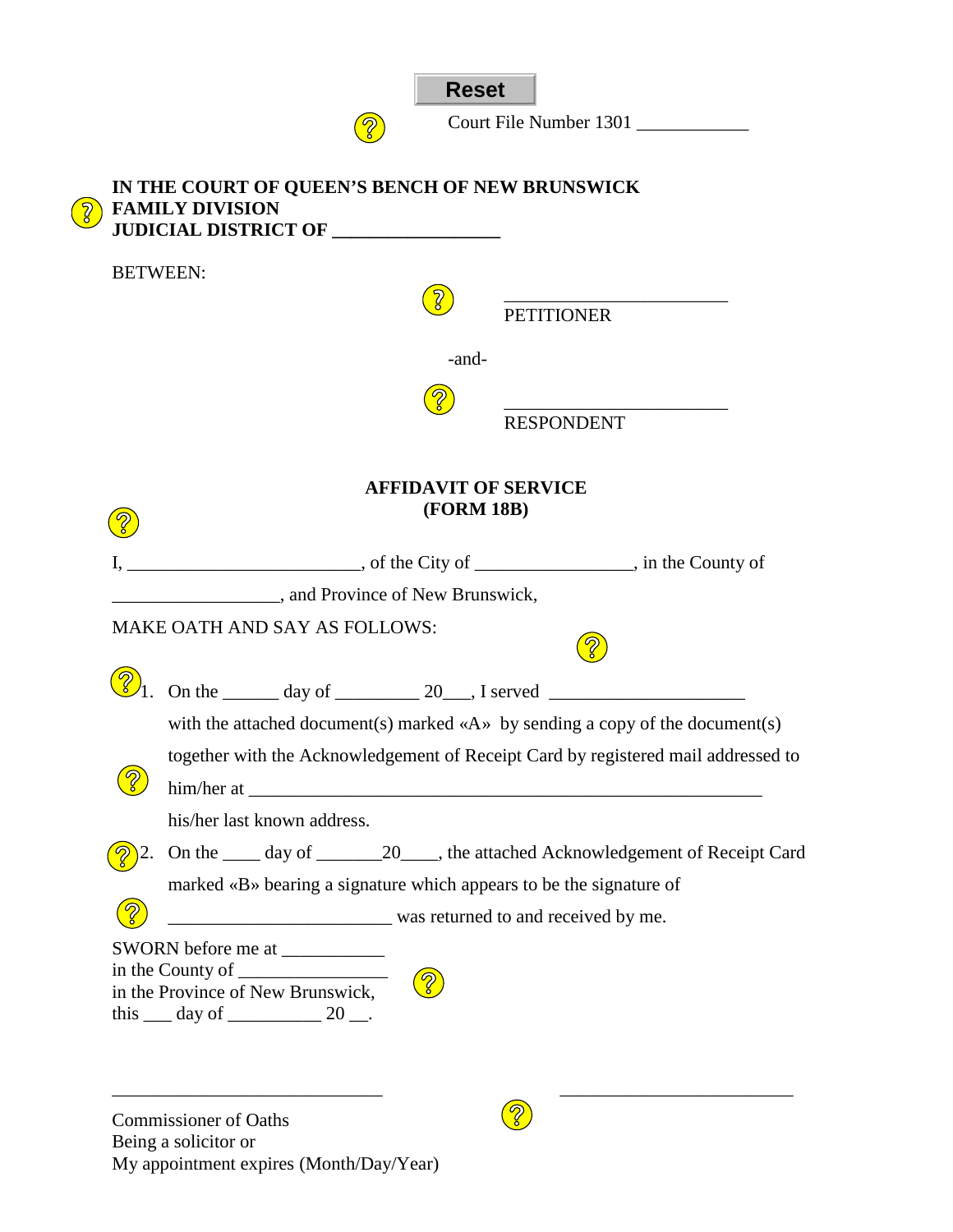Reset

Court File Number 1301 ____________

**IN THE COURT OF QUEEN'S BENCH OF NEW BRUNSWICK**
**FAMILY DIVISION**
**JUDICIAL DISTRICT OF _________________**

BETWEEN:

________________________
PETITIONER

-and-

________________________
RESPONDENT

**AFFIDAVIT OF SERVICE**
**(FORM 18B)**

I, _________________________, of the City of _________________, in the County of __________________, and Province of New Brunswick,

MAKE OATH AND SAY AS FOLLOWS:

1. On the ______ day of _________ 20___, I served _____________________ with the attached document(s) marked «A» by sending a copy of the document(s) together with the Acknowledgement of Receipt Card by registered mail addressed to him/her at _______________________________________________________ his/her last known address.

2. On the ____ day of _______20____, the attached Acknowledgement of Receipt Card marked «B» bearing a signature which appears to be the signature of ________________________ was returned to and received by me.

SWORN before me at ___________
in the County of ________________
in the Province of New Brunswick,
this ___ day of __________ 20 __.

______________________________

Commissioner of Oaths
Being a solicitor or
My appointment expires (Month/Day/Year)

_________________________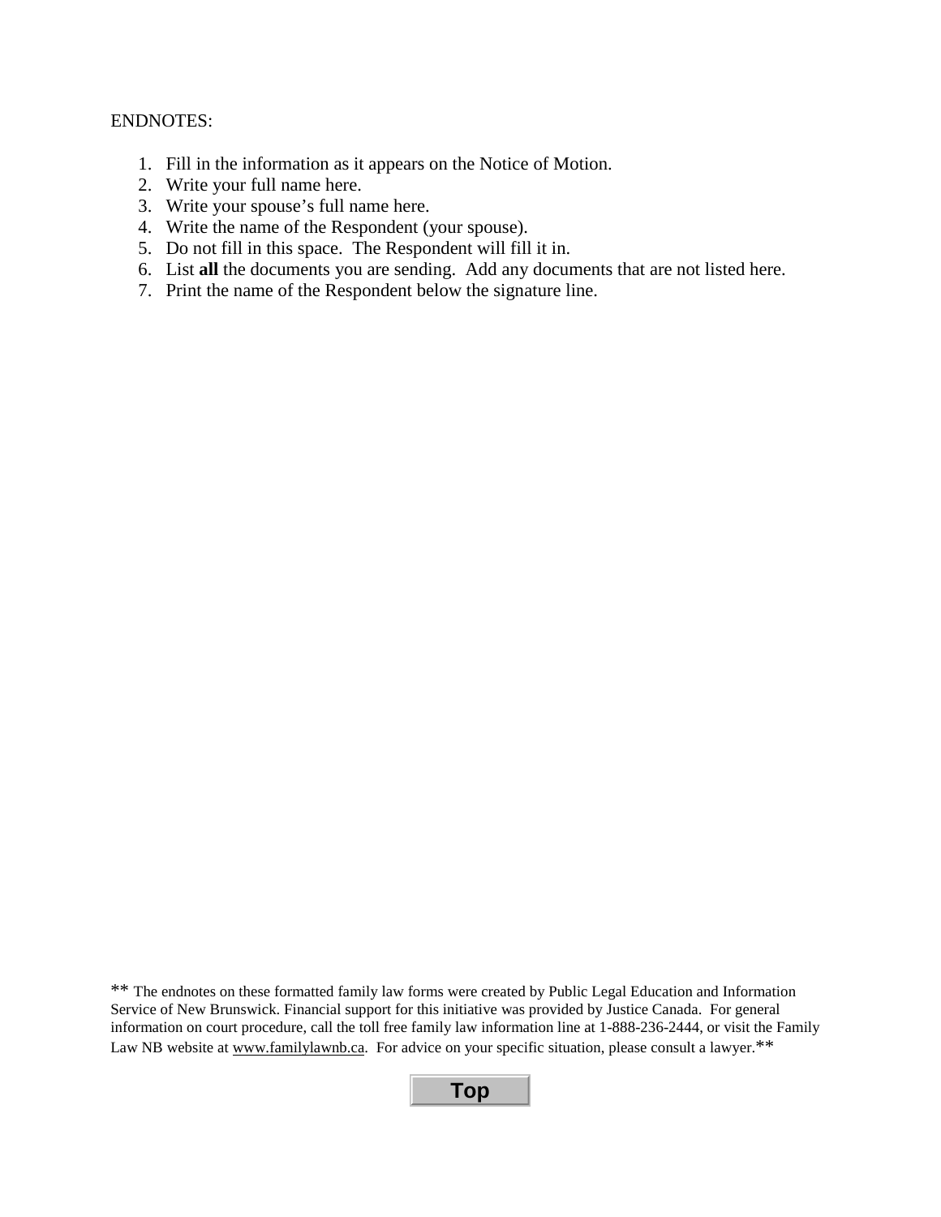ENDNOTES:

1. Fill in the information as it appears on the Notice of Motion.
2. Write your full name here.
3. Write your spouse's full name here.
4. Write the name of the Respondent (your spouse).
5. Do not fill in this space. The Respondent will fill it in.
6. List **all** the documents you are sending. Add any documents that are not listed here.
7. Print the name of the Respondent below the signature line.

** The endnotes on these formatted family law forms were created by Public Legal Education and Information Service of New Brunswick. Financial support for this initiative was provided by Justice Canada. For general information on court procedure, call the toll free family law information line at 1-888-236-2444, or visit the Family Law NB website at www.familylawnb.ca. For advice on your specific situation, please consult a lawyer.**

Top